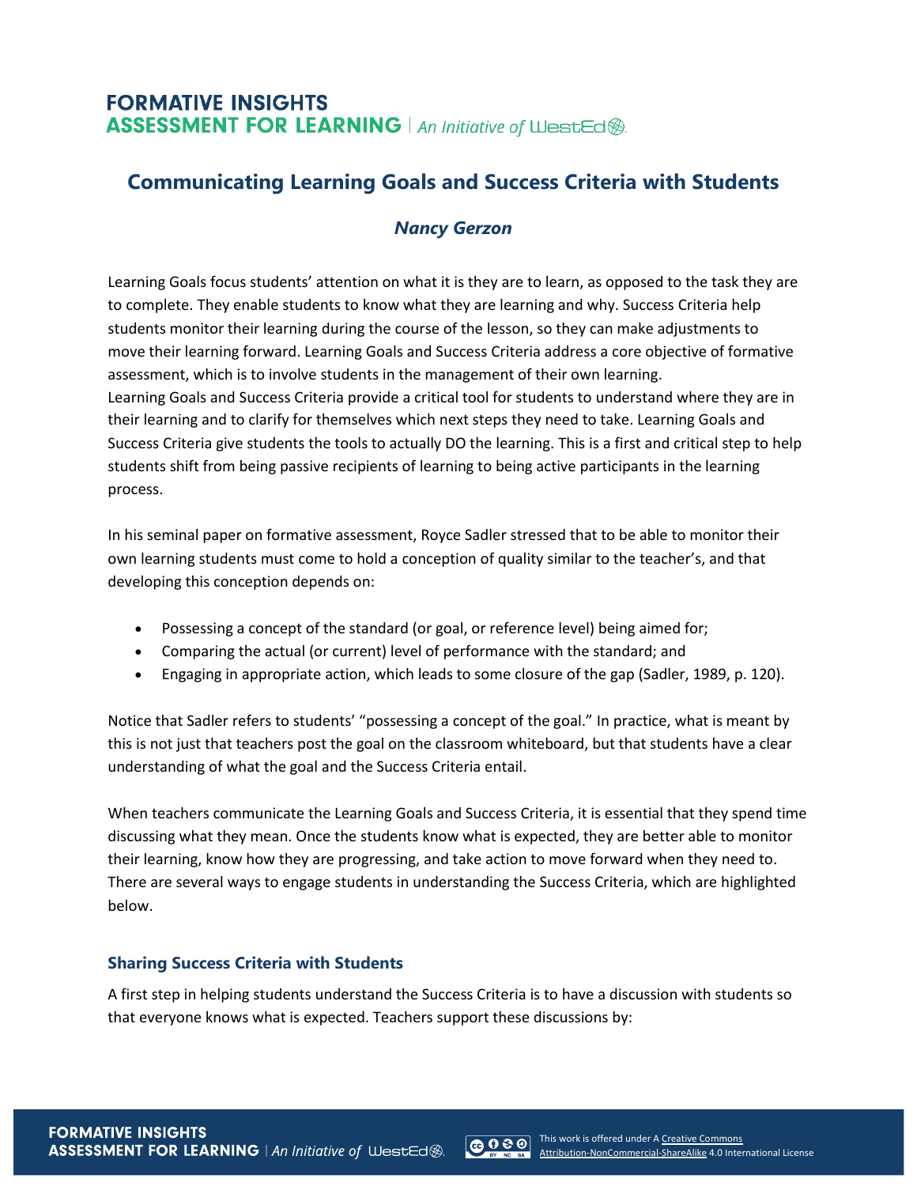# Communicating Learning Goals and Success Criteria with Students

***Nancy Gerzon***

Learning Goals focus students' attention on what it is they are to learn, as opposed to the task they are to complete. They enable students to know what they are learning and why. Success Criteria help students monitor their learning during the course of the lesson, so they can make adjustments to move their learning forward. Learning Goals and Success Criteria address a core objective of formative assessment, which is to involve students in the management of their own learning.
Learning Goals and Success Criteria provide a critical tool for students to understand where they are in their learning and to clarify for themselves which next steps they need to take. Learning Goals and Success Criteria give students the tools to actually DO the learning. This is a first and critical step to help students shift from being passive recipients of learning to being active participants in the learning process.

In his seminal paper on formative assessment, Royce Sadler stressed that to be able to monitor their own learning students must come to hold a conception of quality similar to the teacher's, and that developing this conception depends on:

- Possessing a concept of the standard (or goal, or reference level) being aimed for;
- Comparing the actual (or current) level of performance with the standard; and
- Engaging in appropriate action, which leads to some closure of the gap (Sadler, 1989, p. 120).

Notice that Sadler refers to students' "possessing a concept of the goal." In practice, what is meant by this is not just that teachers post the goal on the classroom whiteboard, but that students have a clear understanding of what the goal and the Success Criteria entail.

When teachers communicate the Learning Goals and Success Criteria, it is essential that they spend time discussing what they mean. Once the students know what is expected, they are better able to monitor their learning, know how they are progressing, and take action to move forward when they need to. There are several ways to engage students in understanding the Success Criteria, which are highlighted below.

## Sharing Success Criteria with Students

A first step in helping students understand the Success Criteria is to have a discussion with students so that everyone knows what is expected. Teachers support these discussions by: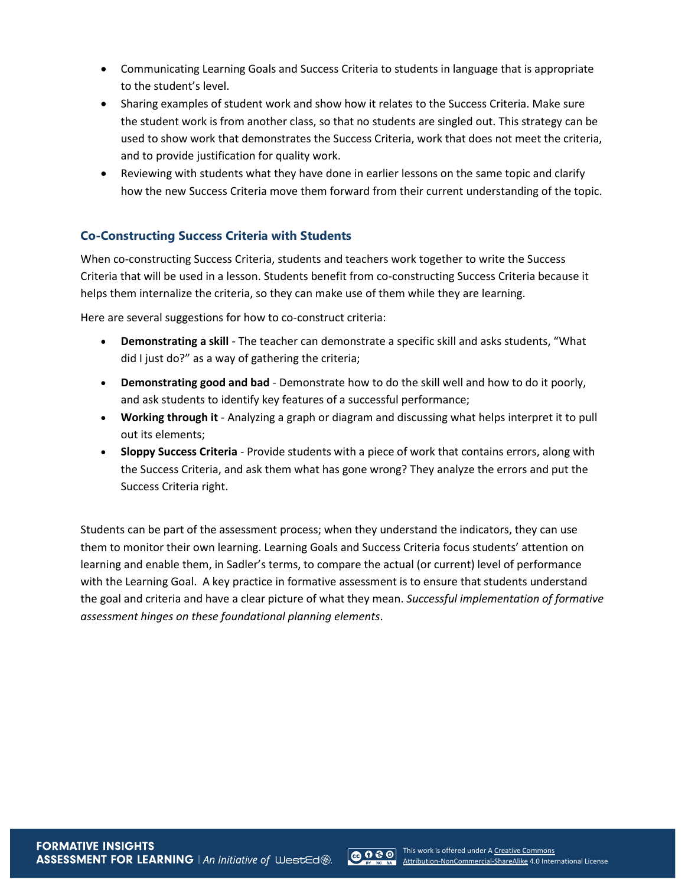- Communicating Learning Goals and Success Criteria to students in language that is appropriate to the student's level.
- Sharing examples of student work and show how it relates to the Success Criteria. Make sure the student work is from another class, so that no students are singled out. This strategy can be used to show work that demonstrates the Success Criteria, work that does not meet the criteria, and to provide justification for quality work.
- Reviewing with students what they have done in earlier lessons on the same topic and clarify how the new Success Criteria move them forward from their current understanding of the topic.

### Co-Constructing Success Criteria with Students

When co-constructing Success Criteria, students and teachers work together to write the Success Criteria that will be used in a lesson. Students benefit from co-constructing Success Criteria because it helps them internalize the criteria, so they can make use of them while they are learning.

Here are several suggestions for how to co-construct criteria:

- **Demonstrating a skill** - The teacher can demonstrate a specific skill and asks students, "What did I just do?" as a way of gathering the criteria;
- **Demonstrating good and bad** - Demonstrate how to do the skill well and how to do it poorly, and ask students to identify key features of a successful performance;
- **Working through it** - Analyzing a graph or diagram and discussing what helps interpret it to pull out its elements;
- **Sloppy Success Criteria** - Provide students with a piece of work that contains errors, along with the Success Criteria, and ask them what has gone wrong? They analyze the errors and put the Success Criteria right.

Students can be part of the assessment process; when they understand the indicators, they can use them to monitor their own learning. Learning Goals and Success Criteria focus students' attention on learning and enable them, in Sadler's terms, to compare the actual (or current) level of performance with the Learning Goal. A key practice in formative assessment is to ensure that students understand the goal and criteria and have a clear picture of what they mean. *Successful implementation of formative assessment hinges on these foundational planning elements*.